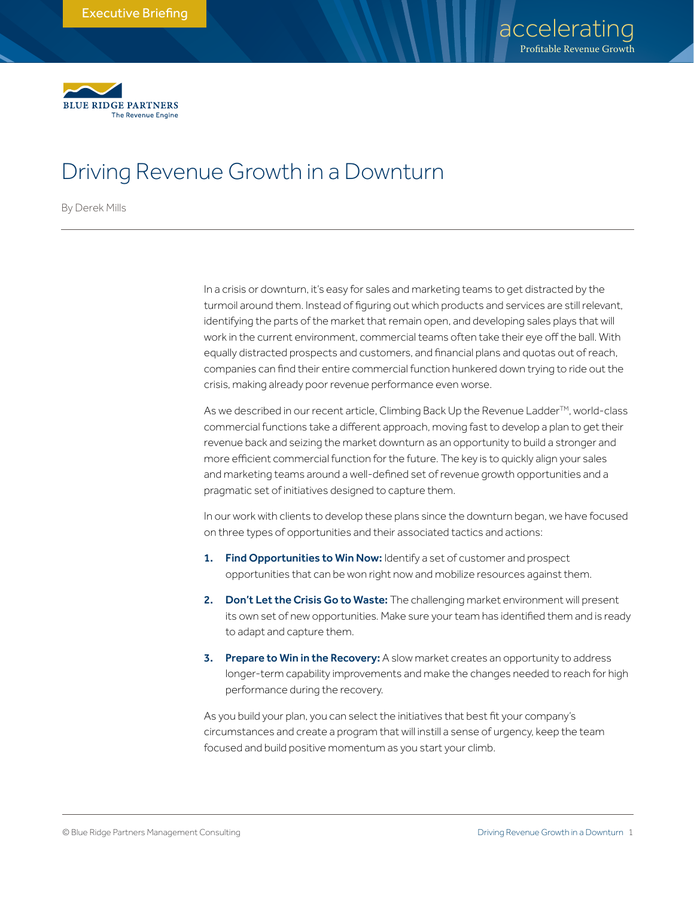Executive Briefing

BLUE RIDGE PARTNERS
The Revenue Engine

# Driving Revenue Growth in a Downturn

By Derek Mills

In a crisis or downturn, it's easy for sales and marketing teams to get distracted by the turmoil around them. Instead of figuring out which products and services are still relevant, identifying the parts of the market that remain open, and developing sales plays that will work in the current environment, commercial teams often take their eye off the ball. With equally distracted prospects and customers, and financial plans and quotas out of reach, companies can find their entire commercial function hunkered down trying to ride out the crisis, making already poor revenue performance even worse.

As we described in our recent article, Climbing Back Up the Revenue Ladder™, world-class commercial functions take a different approach, moving fast to develop a plan to get their revenue back and seizing the market downturn as an opportunity to build a stronger and more efficient commercial function for the future. The key is to quickly align your sales and marketing teams around a well-defined set of revenue growth opportunities and a pragmatic set of initiatives designed to capture them.

In our work with clients to develop these plans since the downturn began, we have focused on three types of opportunities and their associated tactics and actions:

1. **Find Opportunities to Win Now:** Identify a set of customer and prospect opportunities that can be won right now and mobilize resources against them.
2. **Don't Let the Crisis Go to Waste:** The challenging market environment will present its own set of new opportunities. Make sure your team has identified them and is ready to adapt and capture them.
3. **Prepare to Win in the Recovery:** A slow market creates an opportunity to address longer-term capability improvements and make the changes needed to reach for high performance during the recovery.

As you build your plan, you can select the initiatives that best fit your company's circumstances and create a program that will instill a sense of urgency, keep the team focused and build positive momentum as you start your climb.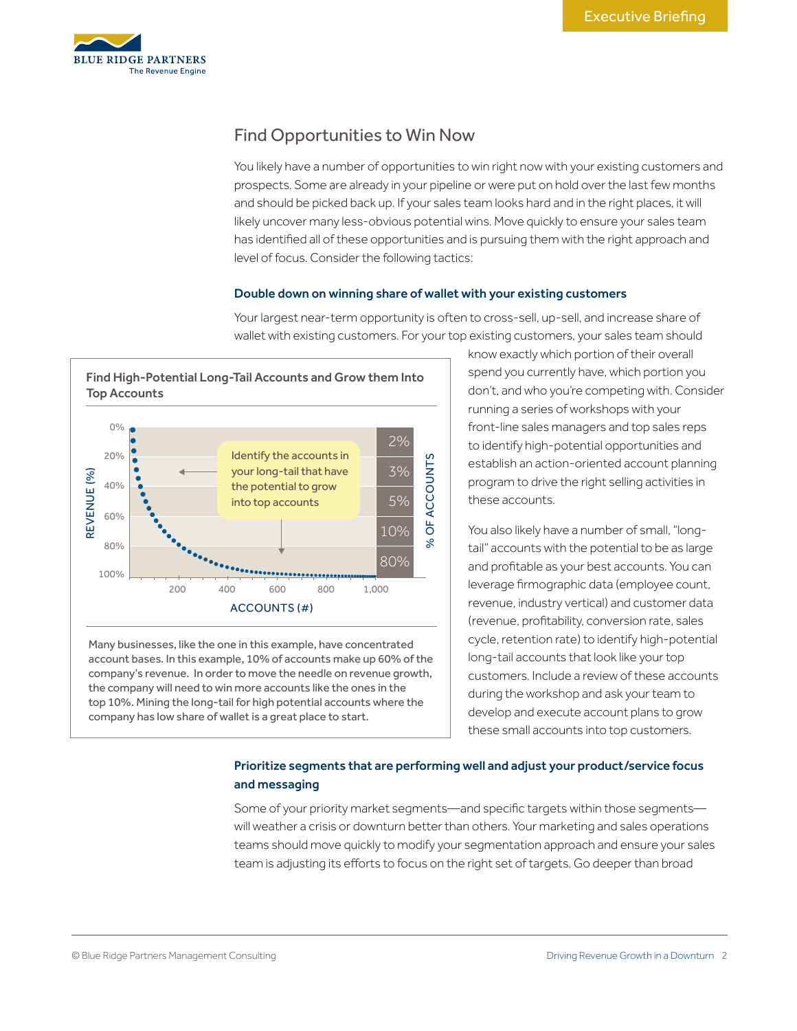## Find Opportunities to Win Now

You likely have a number of opportunities to win right now with your existing customers and prospects. Some are already in your pipeline or were put on hold over the last few months and should be picked back up. If your sales team looks hard and in the right places, it will likely uncover many less-obvious potential wins. Move quickly to ensure your sales team has identified all of these opportunities and is pursuing them with the right approach and level of focus. Consider the following tactics:

### Double down on winning share of wallet with your existing customers

Your largest near-term opportunity is often to cross-sell, up-sell, and increase share of wallet with existing customers. For your top existing customers, your sales team should know exactly which portion of their overall spend you currently have, which portion you don't, and who you're competing with. Consider running a series of workshops with your front-line sales managers and top sales reps to identify high-potential opportunities and establish an action-oriented account planning program to drive the right selling activities in these accounts.

You also likely have a number of small, "long-tail" accounts with the potential to be as large and profitable as your best accounts. You can leverage firmographic data (employee count, revenue, industry vertical) and customer data (revenue, profitability, conversion rate, sales cycle, retention rate) to identify high-potential long-tail accounts that look like your top customers. Include a review of these accounts during the workshop and ask your team to develop and execute account plans to grow these small accounts into top customers.

**Find High-Potential Long-Tail Accounts and Grow them Into Top Accounts**

Identify the accounts in your long-tail that have the potential to grow into top accounts

REVENUE (%): 0%, 20%, 40%, 60%, 80%, 100%
ACCOUNTS (#): 200, 400, 600, 800, 1,000
% OF ACCOUNTS: 2%, 3%, 5%, 10%, 80%

Many businesses, like the one in this example, have concentrated account bases. In this example, 10% of accounts make up 60% of the company's revenue. In order to move the needle on revenue growth, the company will need to win more accounts like the ones in the top 10%. Mining the long-tail for high potential accounts where the company has low share of wallet is a great place to start.

### Prioritize segments that are performing well and adjust your product/service focus and messaging

Some of your priority market segments—and specific targets within those segments—will weather a crisis or downturn better than others. Your marketing and sales operations teams should move quickly to modify your segmentation approach and ensure your sales team is adjusting its efforts to focus on the right set of targets. Go deeper than broad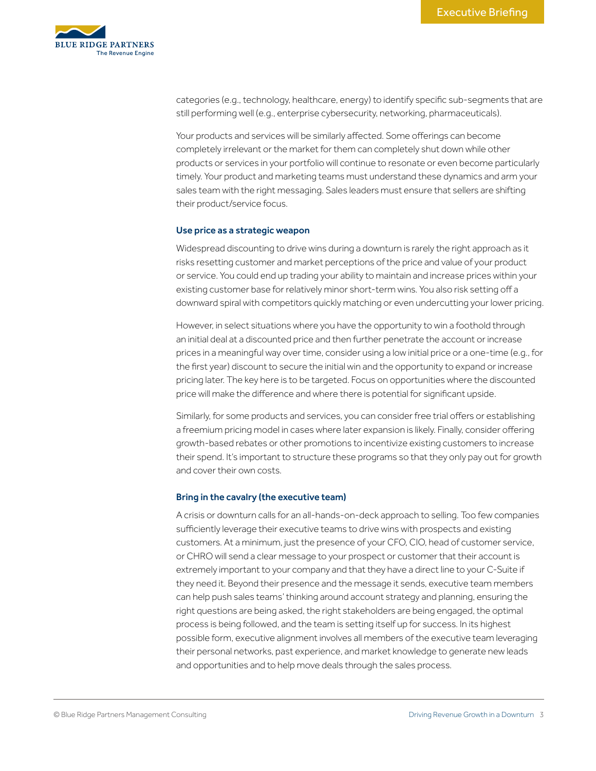categories (e.g., technology, healthcare, energy) to identify specific sub-segments that are still performing well (e.g., enterprise cybersecurity, networking, pharmaceuticals).

Your products and services will be similarly affected. Some offerings can become completely irrelevant or the market for them can completely shut down while other products or services in your portfolio will continue to resonate or even become particularly timely. Your product and marketing teams must understand these dynamics and arm your sales team with the right messaging. Sales leaders must ensure that sellers are shifting their product/service focus.

### Use price as a strategic weapon

Widespread discounting to drive wins during a downturn is rarely the right approach as it risks resetting customer and market perceptions of the price and value of your product or service. You could end up trading your ability to maintain and increase prices within your existing customer base for relatively minor short-term wins. You also risk setting off a downward spiral with competitors quickly matching or even undercutting your lower pricing.

However, in select situations where you have the opportunity to win a foothold through an initial deal at a discounted price and then further penetrate the account or increase prices in a meaningful way over time, consider using a low initial price or a one-time (e.g., for the first year) discount to secure the initial win and the opportunity to expand or increase pricing later. The key here is to be targeted. Focus on opportunities where the discounted price will make the difference and where there is potential for significant upside.

Similarly, for some products and services, you can consider free trial offers or establishing a freemium pricing model in cases where later expansion is likely. Finally, consider offering growth-based rebates or other promotions to incentivize existing customers to increase their spend. It's important to structure these programs so that they only pay out for growth and cover their own costs.

### Bring in the cavalry (the executive team)

A crisis or downturn calls for an all-hands-on-deck approach to selling. Too few companies sufficiently leverage their executive teams to drive wins with prospects and existing customers. At a minimum, just the presence of your CFO, CIO, head of customer service, or CHRO will send a clear message to your prospect or customer that their account is extremely important to your company and that they have a direct line to your C-Suite if they need it. Beyond their presence and the message it sends, executive team members can help push sales teams' thinking around account strategy and planning, ensuring the right questions are being asked, the right stakeholders are being engaged, the optimal process is being followed, and the team is setting itself up for success. In its highest possible form, executive alignment involves all members of the executive team leveraging their personal networks, past experience, and market knowledge to generate new leads and opportunities and to help move deals through the sales process.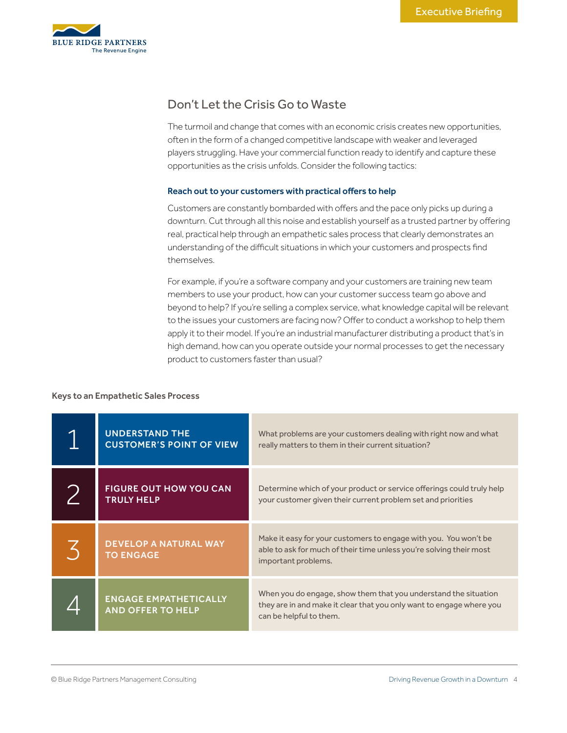## Don't Let the Crisis Go to Waste

The turmoil and change that comes with an economic crisis creates new opportunities, often in the form of a changed competitive landscape with weaker and leveraged players struggling. Have your commercial function ready to identify and capture these opportunities as the crisis unfolds. Consider the following tactics:

### Reach out to your customers with practical offers to help

Customers are constantly bombarded with offers and the pace only picks up during a downturn. Cut through all this noise and establish yourself as a trusted partner by offering real, practical help through an empathetic sales process that clearly demonstrates an understanding of the difficult situations in which your customers and prospects find themselves.

For example, if you're a software company and your customers are training new team members to use your product, how can your customer success team go above and beyond to help? If you're selling a complex service, what knowledge capital will be relevant to the issues your customers are facing now? Offer to conduct a workshop to help them apply it to their model. If you're an industrial manufacturer distributing a product that's in high demand, how can you operate outside your normal processes to get the necessary product to customers faster than usual?

**Keys to an Empathetic Sales Process**

| | | |
|---|---|---|
| 1 | UNDERSTAND THE CUSTOMER'S POINT OF VIEW | What problems are your customers dealing with right now and what really matters to them in their current situation? |
| 2 | FIGURE OUT HOW YOU CAN TRULY HELP | Determine which of your product or service offerings could truly help your customer given their current problem set and priorities |
| 3 | DEVELOP A NATURAL WAY TO ENGAGE | Make it easy for your customers to engage with you. You won't be able to ask for much of their time unless you're solving their most important problems. |
| 4 | ENGAGE EMPATHETICALLY AND OFFER TO HELP | When you do engage, show them that you understand the situation they are in and make it clear that you only want to engage where you can be helpful to them. |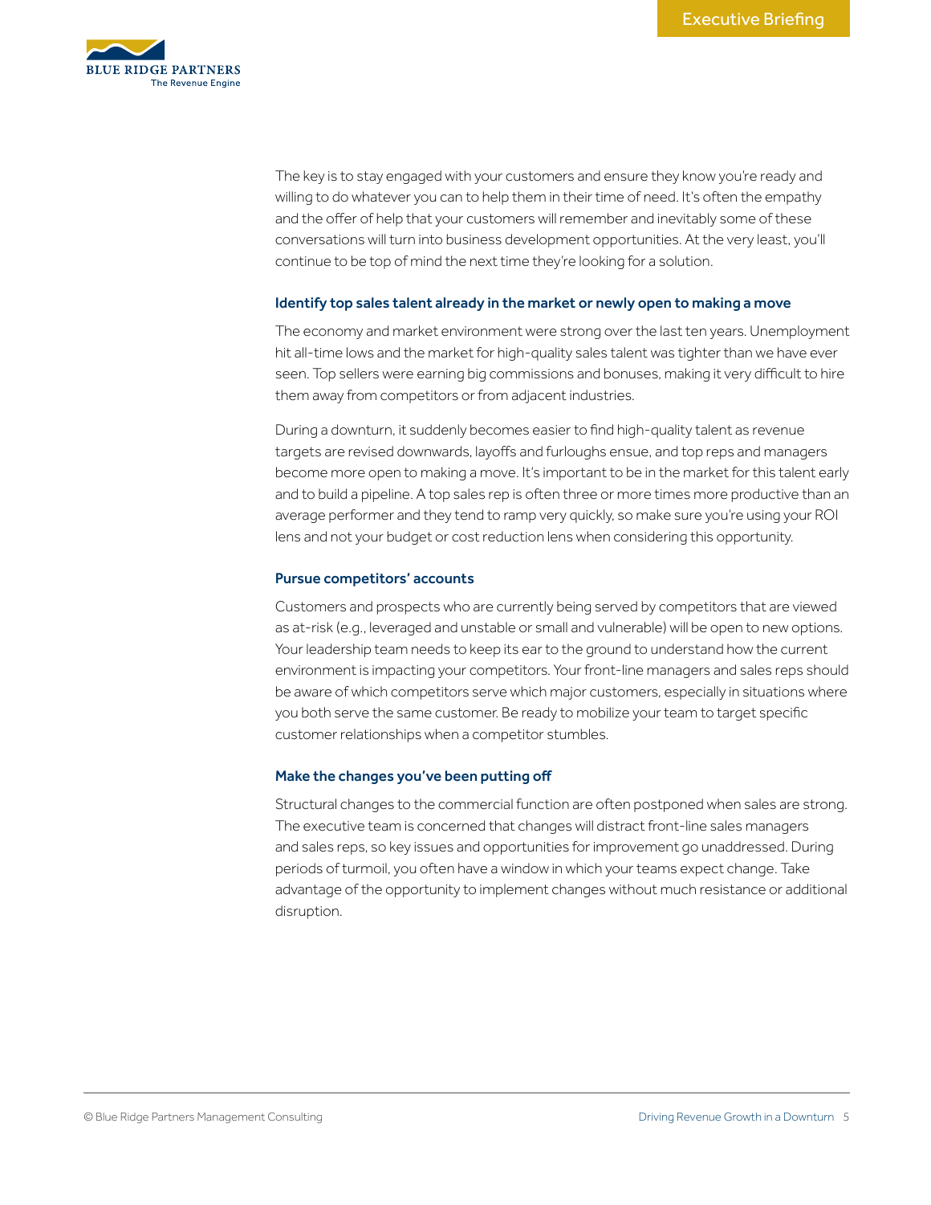The key is to stay engaged with your customers and ensure they know you're ready and willing to do whatever you can to help them in their time of need. It's often the empathy and the offer of help that your customers will remember and inevitably some of these conversations will turn into business development opportunities. At the very least, you'll continue to be top of mind the next time they're looking for a solution.

### Identify top sales talent already in the market or newly open to making a move

The economy and market environment were strong over the last ten years. Unemployment hit all-time lows and the market for high-quality sales talent was tighter than we have ever seen. Top sellers were earning big commissions and bonuses, making it very difficult to hire them away from competitors or from adjacent industries.

During a downturn, it suddenly becomes easier to find high-quality talent as revenue targets are revised downwards, layoffs and furloughs ensue, and top reps and managers become more open to making a move. It's important to be in the market for this talent early and to build a pipeline. A top sales rep is often three or more times more productive than an average performer and they tend to ramp very quickly, so make sure you're using your ROI lens and not your budget or cost reduction lens when considering this opportunity.

### Pursue competitors' accounts

Customers and prospects who are currently being served by competitors that are viewed as at-risk (e.g., leveraged and unstable or small and vulnerable) will be open to new options. Your leadership team needs to keep its ear to the ground to understand how the current environment is impacting your competitors. Your front-line managers and sales reps should be aware of which competitors serve which major customers, especially in situations where you both serve the same customer. Be ready to mobilize your team to target specific customer relationships when a competitor stumbles.

### Make the changes you've been putting off

Structural changes to the commercial function are often postponed when sales are strong. The executive team is concerned that changes will distract front-line sales managers and sales reps, so key issues and opportunities for improvement go unaddressed. During periods of turmoil, you often have a window in which your teams expect change. Take advantage of the opportunity to implement changes without much resistance or additional disruption.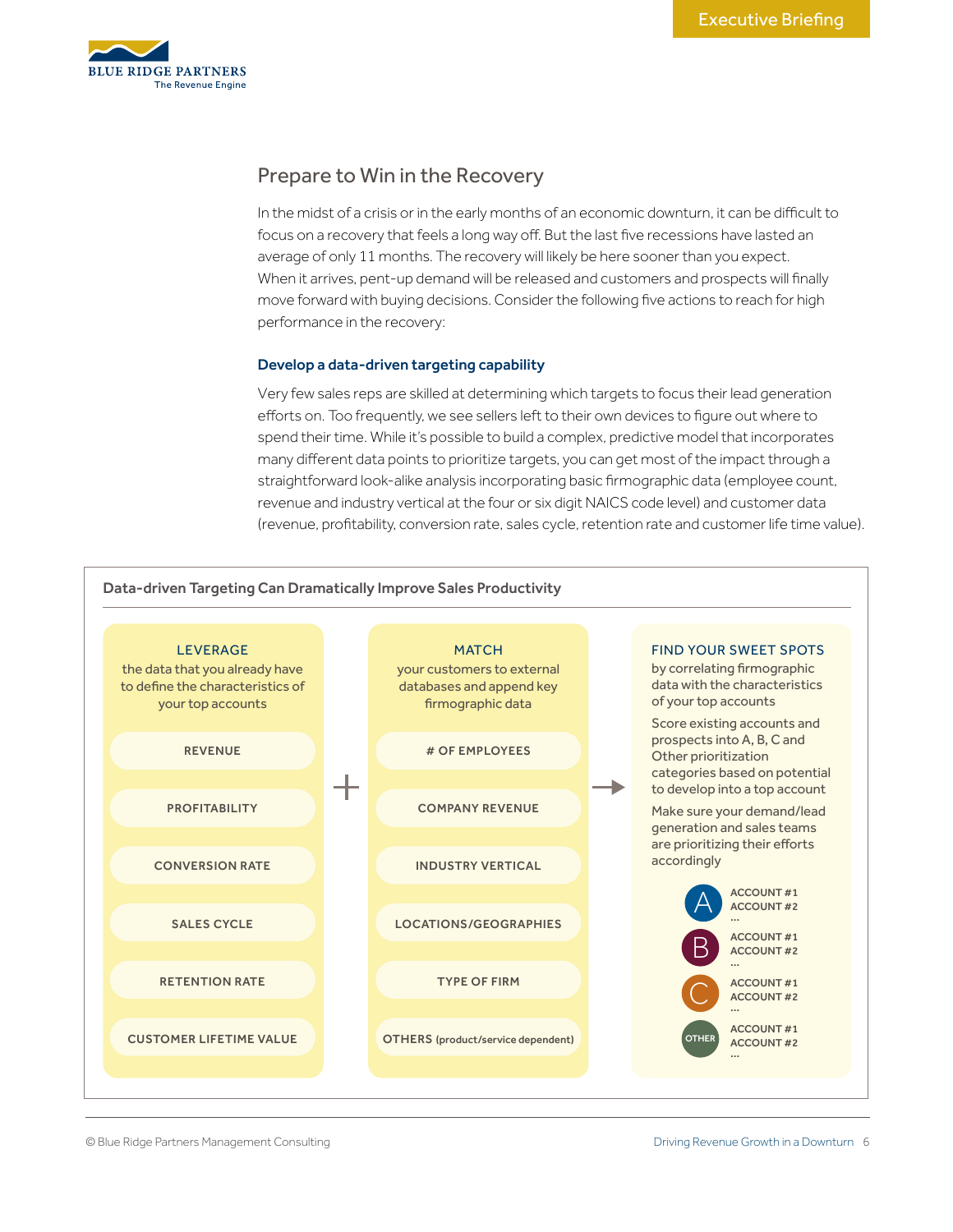## Prepare to Win in the Recovery

In the midst of a crisis or in the early months of an economic downturn, it can be difficult to focus on a recovery that feels a long way off. But the last five recessions have lasted an average of only 11 months. The recovery will likely be here sooner than you expect. When it arrives, pent-up demand will be released and customers and prospects will finally move forward with buying decisions. Consider the following five actions to reach for high performance in the recovery:

### Develop a data-driven targeting capability

Very few sales reps are skilled at determining which targets to focus their lead generation efforts on. Too frequently, we see sellers left to their own devices to figure out where to spend their time. While it's possible to build a complex, predictive model that incorporates many different data points to prioritize targets, you can get most of the impact through a straightforward look-alike analysis incorporating basic firmographic data (employee count, revenue and industry vertical at the four or six digit NAICS code level) and customer data (revenue, profitability, conversion rate, sales cycle, retention rate and customer life time value).

**Data-driven Targeting Can Dramatically Improve Sales Productivity**

**LEVERAGE** the data that you already have to define the characteristics of your top accounts

- REVENUE
- PROFITABILITY
- CONVERSION RATE
- SALES CYCLE
- RETENTION RATE
- CUSTOMER LIFETIME VALUE

+

**MATCH** your customers to external databases and append key firmographic data

- # OF EMPLOYEES
- COMPANY REVENUE
- INDUSTRY VERTICAL
- LOCATIONS/GEOGRAPHIES
- TYPE OF FIRM
- OTHERS (product/service dependent)

→

**FIND YOUR SWEET SPOTS** by correlating firmographic data with the characteristics of your top accounts

Score existing accounts and prospects into A, B, C and Other prioritization categories based on potential to develop into a top account

Make sure your demand/lead generation and sales teams are prioritizing their efforts accordingly

- A: ACCOUNT #1, ACCOUNT #2, ...
- B: ACCOUNT #1, ACCOUNT #2, ...
- C: ACCOUNT #1, ACCOUNT #2, ...
- OTHER: ACCOUNT #1, ACCOUNT #2, ...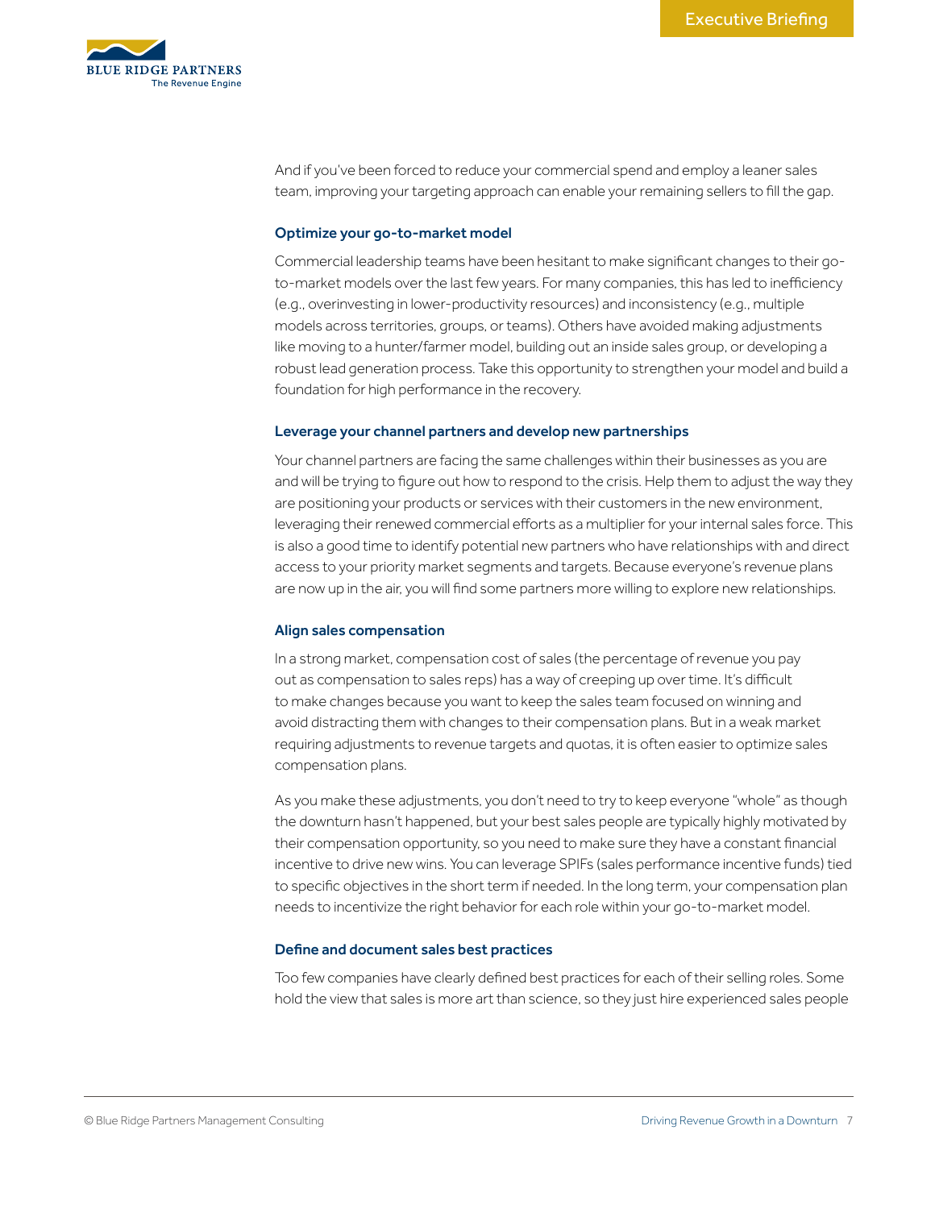And if you've been forced to reduce your commercial spend and employ a leaner sales team, improving your targeting approach can enable your remaining sellers to fill the gap.

### Optimize your go-to-market model

Commercial leadership teams have been hesitant to make significant changes to their go-to-market models over the last few years. For many companies, this has led to inefficiency (e.g., overinvesting in lower-productivity resources) and inconsistency (e.g., multiple models across territories, groups, or teams). Others have avoided making adjustments like moving to a hunter/farmer model, building out an inside sales group, or developing a robust lead generation process. Take this opportunity to strengthen your model and build a foundation for high performance in the recovery.

### Leverage your channel partners and develop new partnerships

Your channel partners are facing the same challenges within their businesses as you are and will be trying to figure out how to respond to the crisis. Help them to adjust the way they are positioning your products or services with their customers in the new environment, leveraging their renewed commercial efforts as a multiplier for your internal sales force. This is also a good time to identify potential new partners who have relationships with and direct access to your priority market segments and targets. Because everyone's revenue plans are now up in the air, you will find some partners more willing to explore new relationships.

### Align sales compensation

In a strong market, compensation cost of sales (the percentage of revenue you pay out as compensation to sales reps) has a way of creeping up over time. It's difficult to make changes because you want to keep the sales team focused on winning and avoid distracting them with changes to their compensation plans. But in a weak market requiring adjustments to revenue targets and quotas, it is often easier to optimize sales compensation plans.

As you make these adjustments, you don't need to try to keep everyone "whole" as though the downturn hasn't happened, but your best sales people are typically highly motivated by their compensation opportunity, so you need to make sure they have a constant financial incentive to drive new wins. You can leverage SPIFs (sales performance incentive funds) tied to specific objectives in the short term if needed. In the long term, your compensation plan needs to incentivize the right behavior for each role within your go-to-market model.

### Define and document sales best practices

Too few companies have clearly defined best practices for each of their selling roles. Some hold the view that sales is more art than science, so they just hire experienced sales people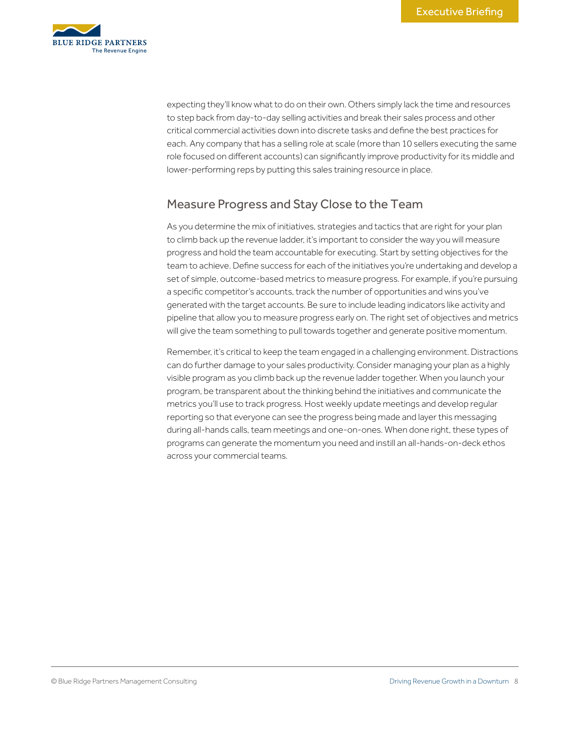expecting they'll know what to do on their own. Others simply lack the time and resources to step back from day-to-day selling activities and break their sales process and other critical commercial activities down into discrete tasks and define the best practices for each. Any company that has a selling role at scale (more than 10 sellers executing the same role focused on different accounts) can significantly improve productivity for its middle and lower-performing reps by putting this sales training resource in place.

## Measure Progress and Stay Close to the Team

As you determine the mix of initiatives, strategies and tactics that are right for your plan to climb back up the revenue ladder, it's important to consider the way you will measure progress and hold the team accountable for executing. Start by setting objectives for the team to achieve. Define success for each of the initiatives you're undertaking and develop a set of simple, outcome-based metrics to measure progress. For example, if you're pursuing a specific competitor's accounts, track the number of opportunities and wins you've generated with the target accounts. Be sure to include leading indicators like activity and pipeline that allow you to measure progress early on. The right set of objectives and metrics will give the team something to pull towards together and generate positive momentum.

Remember, it's critical to keep the team engaged in a challenging environment. Distractions can do further damage to your sales productivity. Consider managing your plan as a highly visible program as you climb back up the revenue ladder together. When you launch your program, be transparent about the thinking behind the initiatives and communicate the metrics you'll use to track progress. Host weekly update meetings and develop regular reporting so that everyone can see the progress being made and layer this messaging during all-hands calls, team meetings and one-on-ones. When done right, these types of programs can generate the momentum you need and instill an all-hands-on-deck ethos across your commercial teams.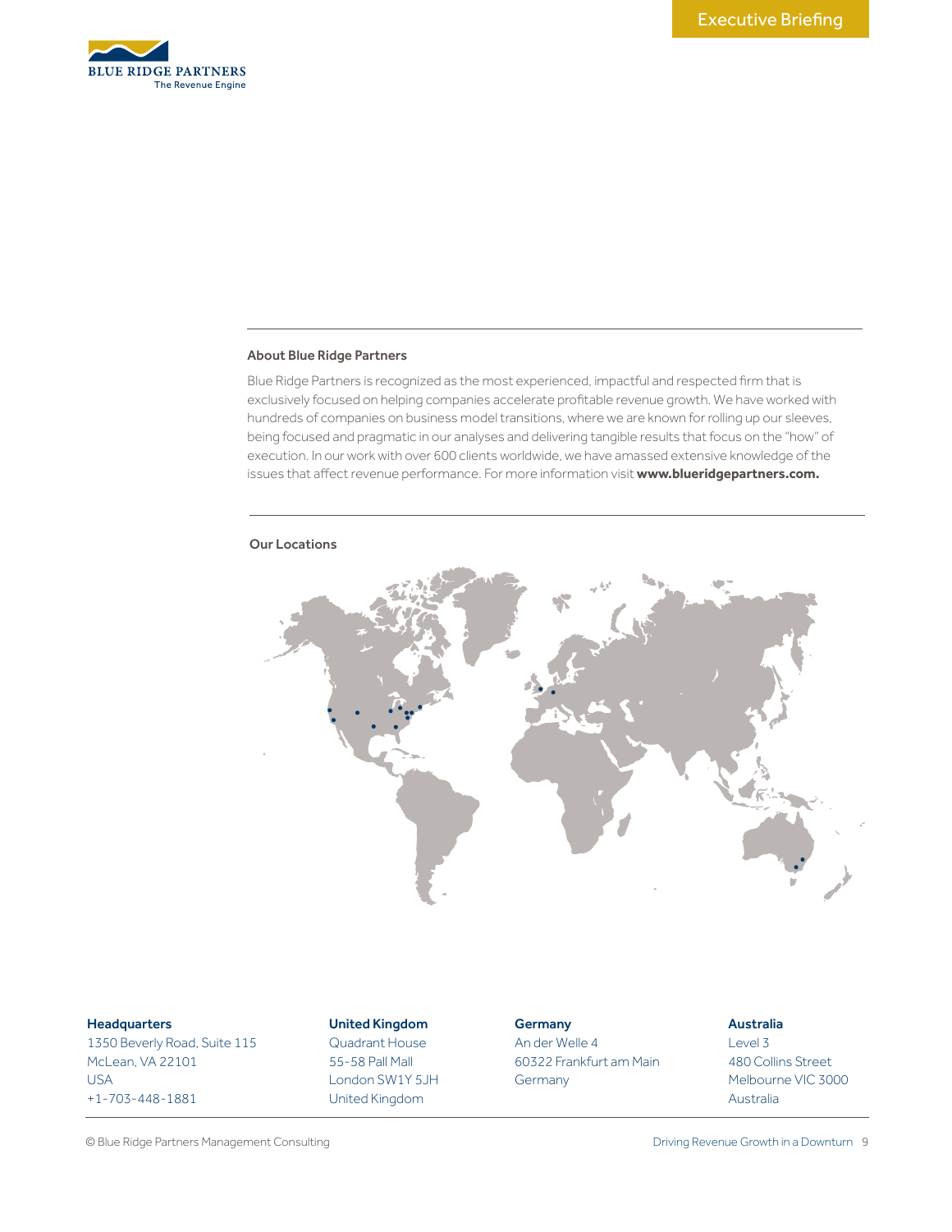## About Blue Ridge Partners

Blue Ridge Partners is recognized as the most experienced, impactful and respected firm that is exclusively focused on helping companies accelerate profitable revenue growth. We have worked with hundreds of companies on business model transitions, where we are known for rolling up our sleeves, being focused and pragmatic in our analyses and delivering tangible results that focus on the "how" of execution. In our work with over 600 clients worldwide, we have amassed extensive knowledge of the issues that affect revenue performance. For more information visit **www.blueridgepartners.com.**

## Our Locations

**Headquarters**
1350 Beverly Road, Suite 115
McLean, VA 22101
USA
+1-703-448-1881

**United Kingdom**
Quadrant House
55-58 Pall Mall
London SW1Y 5JH
United Kingdom

**Germany**
An der Welle 4
60322 Frankfurt am Main
Germany

**Australia**
Level 3
480 Collins Street
Melbourne VIC 3000
Australia

© Blue Ridge Partners Management Consulting